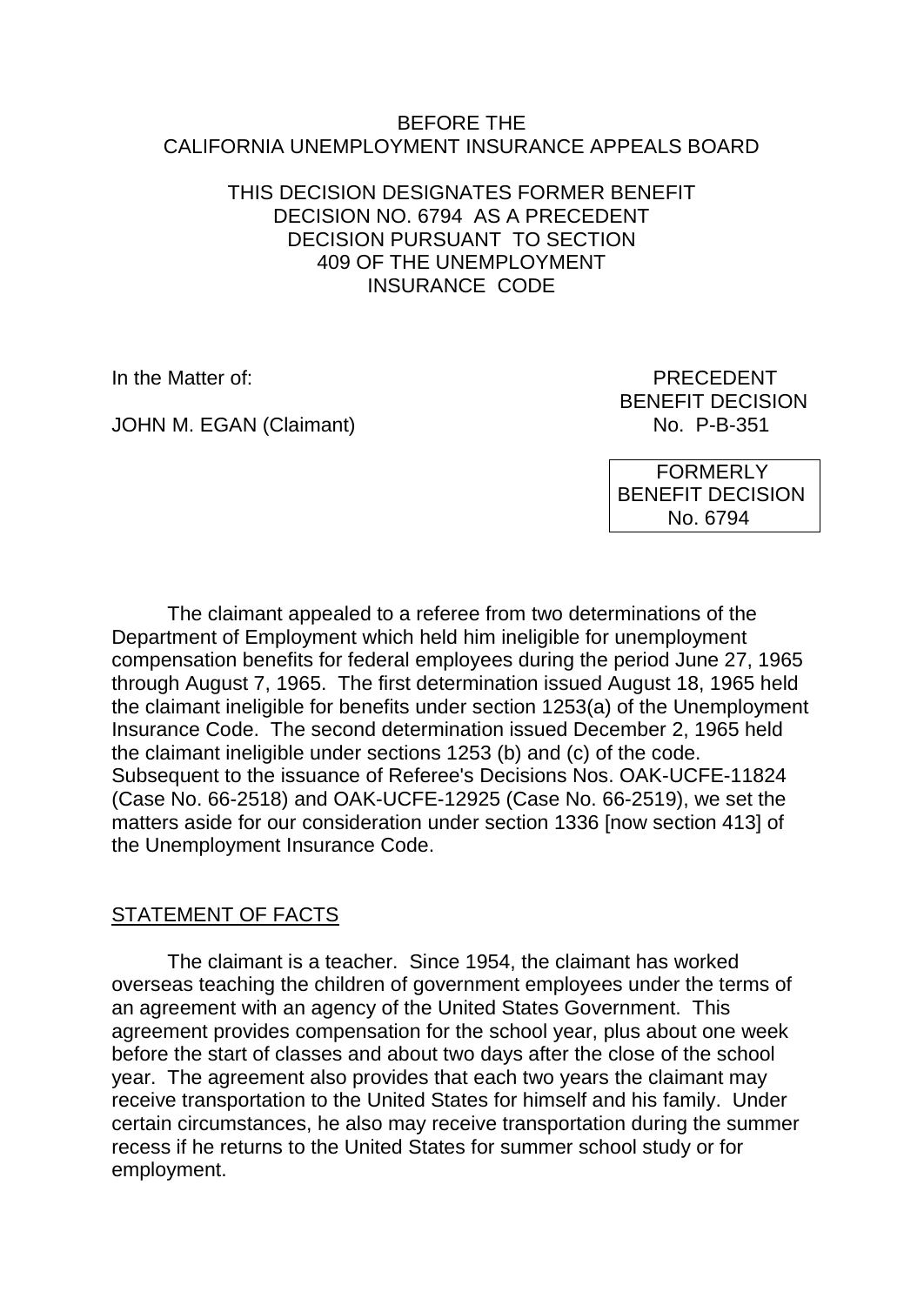BEFORE THE
CALIFORNIA UNEMPLOYMENT INSURANCE APPEALS BOARD

THIS DECISION DESIGNATES FORMER BENEFIT DECISION NO. 6794 AS A PRECEDENT DECISION PURSUANT TO SECTION 409 OF THE UNEMPLOYMENT INSURANCE CODE

In the Matter of:

JOHN M. EGAN (Claimant)

PRECEDENT
BENEFIT DECISION
No. P-B-351

FORMERLY
BENEFIT DECISION
No. 6794

The claimant appealed to a referee from two determinations of the Department of Employment which held him ineligible for unemployment compensation benefits for federal employees during the period June 27, 1965 through August 7, 1965. The first determination issued August 18, 1965 held the claimant ineligible for benefits under section 1253(a) of the Unemployment Insurance Code. The second determination issued December 2, 1965 held the claimant ineligible under sections 1253 (b) and (c) of the code. Subsequent to the issuance of Referee's Decisions Nos. OAK-UCFE-11824 (Case No. 66-2518) and OAK-UCFE-12925 (Case No. 66-2519), we set the matters aside for our consideration under section 1336 [now section 413] of the Unemployment Insurance Code.

## STATEMENT OF FACTS

The claimant is a teacher. Since 1954, the claimant has worked overseas teaching the children of government employees under the terms of an agreement with an agency of the United States Government. This agreement provides compensation for the school year, plus about one week before the start of classes and about two days after the close of the school year. The agreement also provides that each two years the claimant may receive transportation to the United States for himself and his family. Under certain circumstances, he also may receive transportation during the summer recess if he returns to the United States for summer school study or for employment.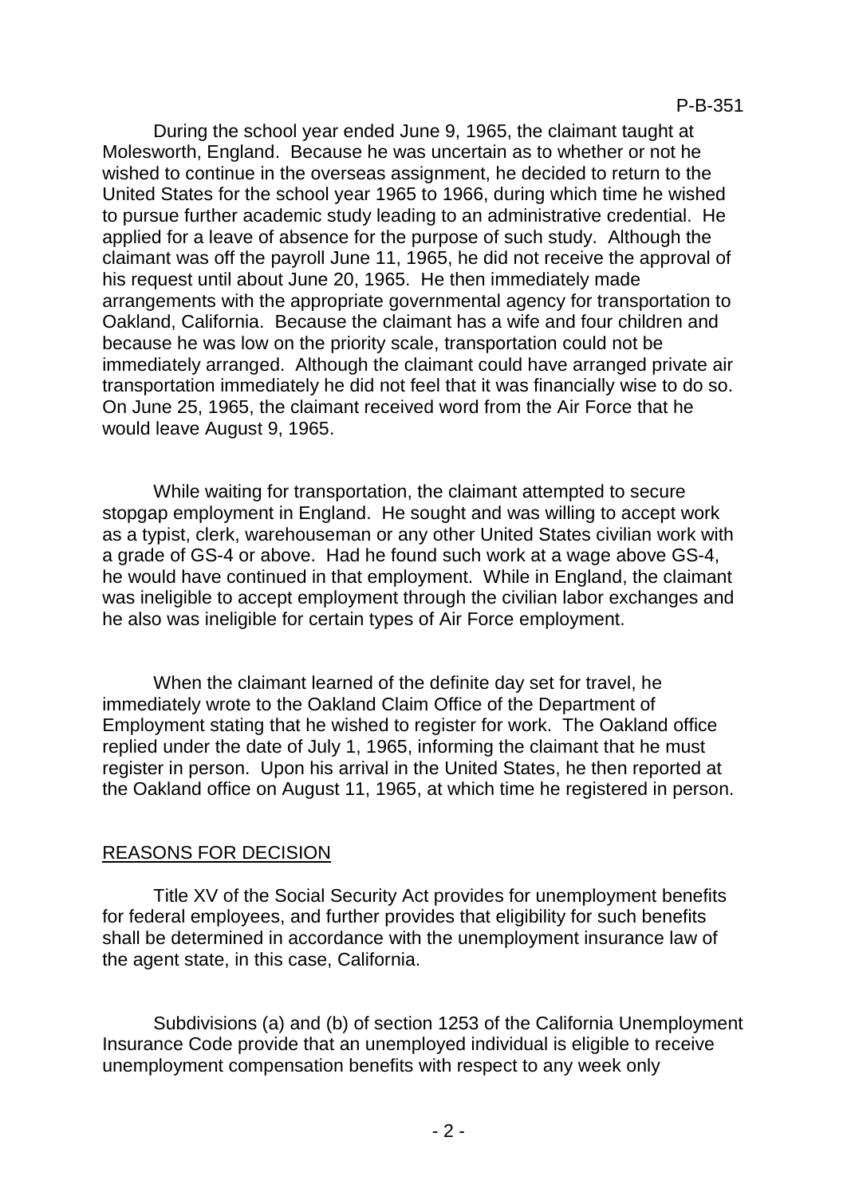During the school year ended June 9, 1965, the claimant taught at Molesworth, England. Because he was uncertain as to whether or not he wished to continue in the overseas assignment, he decided to return to the United States for the school year 1965 to 1966, during which time he wished to pursue further academic study leading to an administrative credential. He applied for a leave of absence for the purpose of such study. Although the claimant was off the payroll June 11, 1965, he did not receive the approval of his request until about June 20, 1965. He then immediately made arrangements with the appropriate governmental agency for transportation to Oakland, California. Because the claimant has a wife and four children and because he was low on the priority scale, transportation could not be immediately arranged. Although the claimant could have arranged private air transportation immediately he did not feel that it was financially wise to do so. On June 25, 1965, the claimant received word from the Air Force that he would leave August 9, 1965.

While waiting for transportation, the claimant attempted to secure stopgap employment in England. He sought and was willing to accept work as a typist, clerk, warehouseman or any other United States civilian work with a grade of GS-4 or above. Had he found such work at a wage above GS-4, he would have continued in that employment. While in England, the claimant was ineligible to accept employment through the civilian labor exchanges and he also was ineligible for certain types of Air Force employment.

When the claimant learned of the definite day set for travel, he immediately wrote to the Oakland Claim Office of the Department of Employment stating that he wished to register for work. The Oakland office replied under the date of July 1, 1965, informing the claimant that he must register in person. Upon his arrival in the United States, he then reported at the Oakland office on August 11, 1965, at which time he registered in person.

## REASONS FOR DECISION

Title XV of the Social Security Act provides for unemployment benefits for federal employees, and further provides that eligibility for such benefits shall be determined in accordance with the unemployment insurance law of the agent state, in this case, California.

Subdivisions (a) and (b) of section 1253 of the California Unemployment Insurance Code provide that an unemployed individual is eligible to receive unemployment compensation benefits with respect to any week only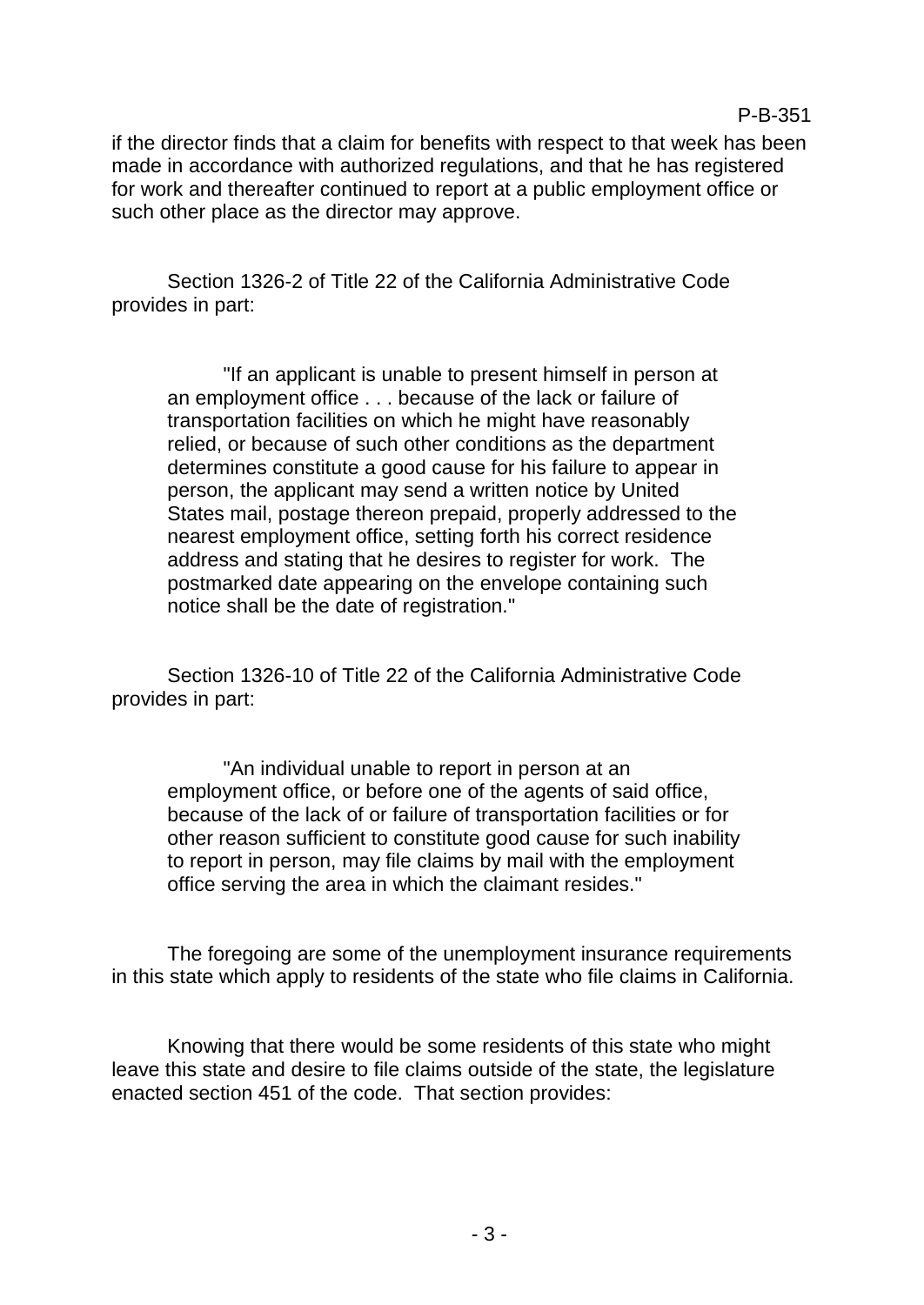if the director finds that a claim for benefits with respect to that week has been made in accordance with authorized regulations, and that he has registered for work and thereafter continued to report at a public employment office or such other place as the director may approve.

Section 1326-2 of Title 22 of the California Administrative Code provides in part:

> "If an applicant is unable to present himself in person at an employment office . . . because of the lack or failure of transportation facilities on which he might have reasonably relied, or because of such other conditions as the department determines constitute a good cause for his failure to appear in person, the applicant may send a written notice by United States mail, postage thereon prepaid, properly addressed to the nearest employment office, setting forth his correct residence address and stating that he desires to register for work. The postmarked date appearing on the envelope containing such notice shall be the date of registration."

Section 1326-10 of Title 22 of the California Administrative Code provides in part:

> "An individual unable to report in person at an employment office, or before one of the agents of said office, because of the lack of or failure of transportation facilities or for other reason sufficient to constitute good cause for such inability to report in person, may file claims by mail with the employment office serving the area in which the claimant resides."

The foregoing are some of the unemployment insurance requirements in this state which apply to residents of the state who file claims in California.

Knowing that there would be some residents of this state who might leave this state and desire to file claims outside of the state, the legislature enacted section 451 of the code. That section provides: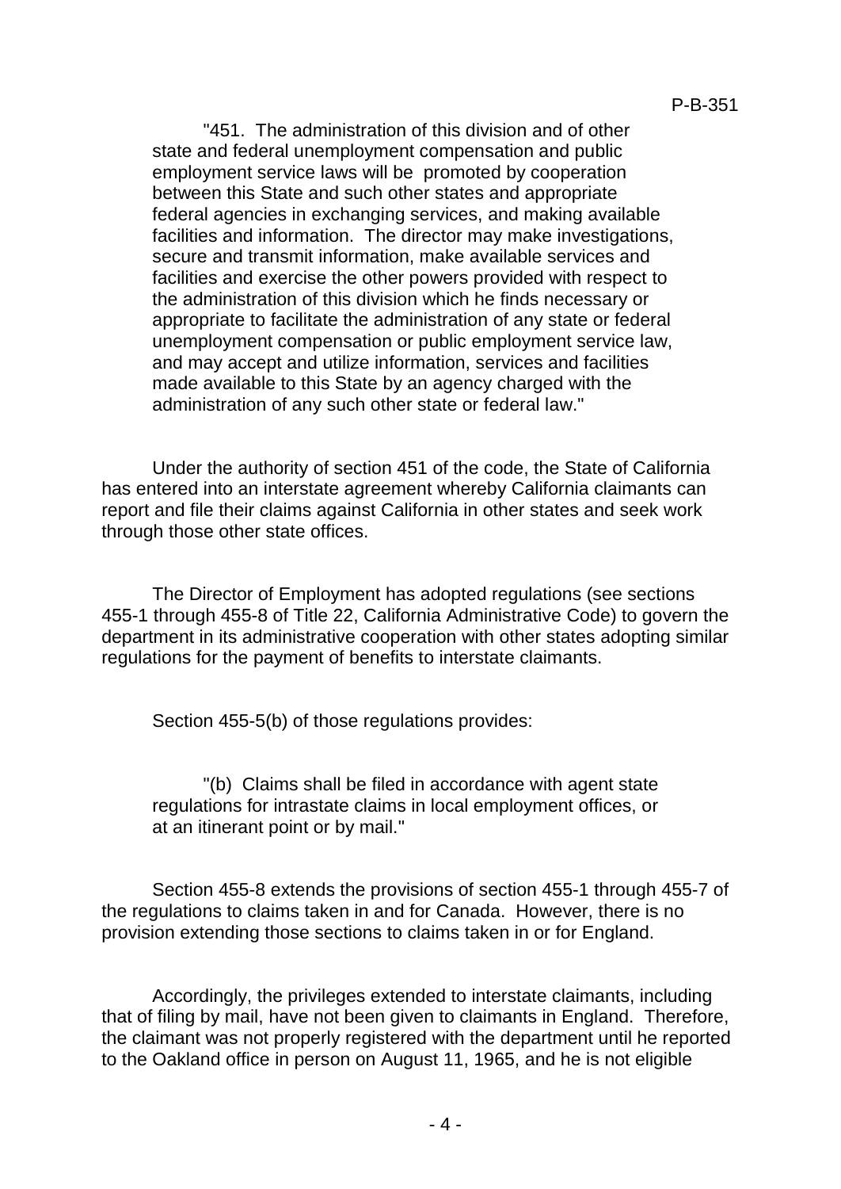> "451. The administration of this division and of other state and federal unemployment compensation and public employment service laws will be promoted by cooperation between this State and such other states and appropriate federal agencies in exchanging services, and making available facilities and information. The director may make investigations, secure and transmit information, make available services and facilities and exercise the other powers provided with respect to the administration of this division which he finds necessary or appropriate to facilitate the administration of any state or federal unemployment compensation or public employment service law, and may accept and utilize information, services and facilities made available to this State by an agency charged with the administration of any such other state or federal law."

Under the authority of section 451 of the code, the State of California has entered into an interstate agreement whereby California claimants can report and file their claims against California in other states and seek work through those other state offices.

The Director of Employment has adopted regulations (see sections 455-1 through 455-8 of Title 22, California Administrative Code) to govern the department in its administrative cooperation with other states adopting similar regulations for the payment of benefits to interstate claimants.

Section 455-5(b) of those regulations provides:

> "(b) Claims shall be filed in accordance with agent state regulations for intrastate claims in local employment offices, or at an itinerant point or by mail."

Section 455-8 extends the provisions of section 455-1 through 455-7 of the regulations to claims taken in and for Canada. However, there is no provision extending those sections to claims taken in or for England.

Accordingly, the privileges extended to interstate claimants, including that of filing by mail, have not been given to claimants in England. Therefore, the claimant was not properly registered with the department until he reported to the Oakland office in person on August 11, 1965, and he is not eligible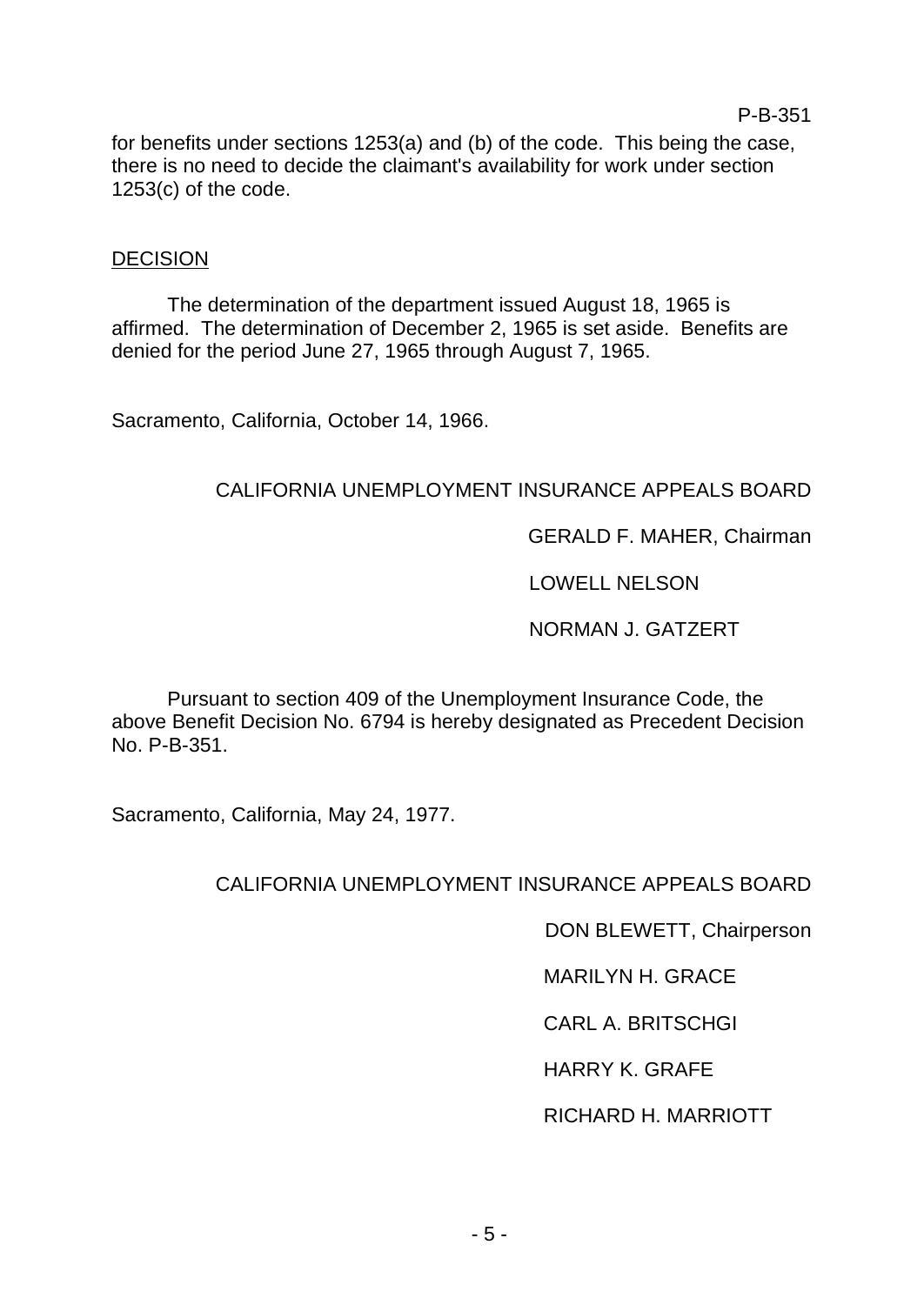for benefits under sections 1253(a) and (b) of the code. This being the case, there is no need to decide the claimant's availability for work under section 1253(c) of the code.

DECISION

The determination of the department issued August 18, 1965 is affirmed. The determination of December 2, 1965 is set aside. Benefits are denied for the period June 27, 1965 through August 7, 1965.

Sacramento, California, October 14, 1966.

CALIFORNIA UNEMPLOYMENT INSURANCE APPEALS BOARD

GERALD F. MAHER, Chairman

LOWELL NELSON

NORMAN J. GATZERT

Pursuant to section 409 of the Unemployment Insurance Code, the above Benefit Decision No. 6794 is hereby designated as Precedent Decision No. P-B-351.

Sacramento, California, May 24, 1977.

CALIFORNIA UNEMPLOYMENT INSURANCE APPEALS BOARD

DON BLEWETT, Chairperson

MARILYN H. GRACE

CARL A. BRITSCHGI

HARRY K. GRAFE

RICHARD H. MARRIOTT